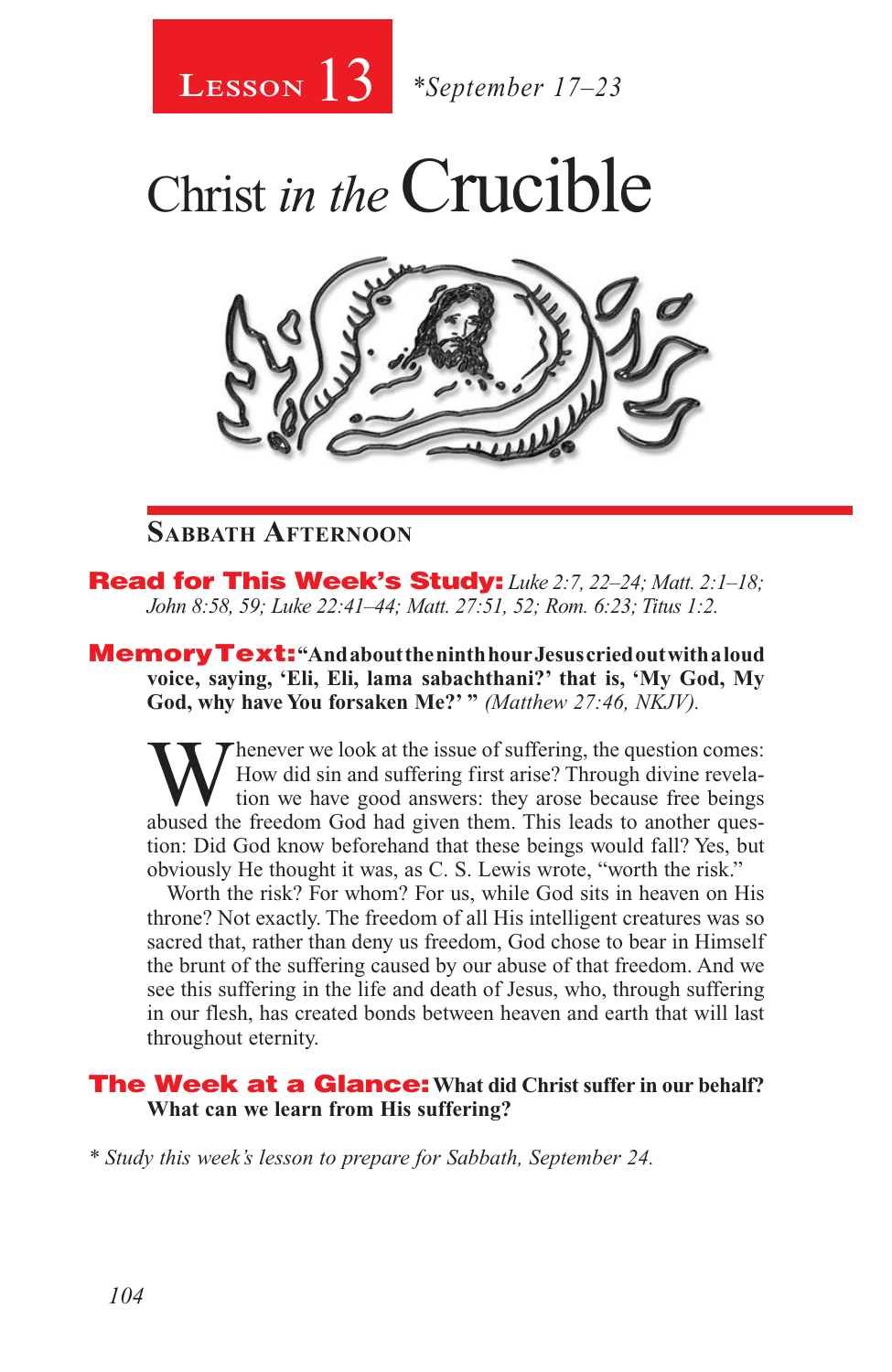# Lesson 13 *September 17–23

# Christ *in the* Crucible

## Sabbath Afternoon

**Read for This Week's Study:** *Luke 2:7, 22–24; Matt. 2:1–18; John 8:58, 59; Luke 22:41–44; Matt. 27:51, 52; Rom. 6:23; Titus 1:2.*

**Memory Text:** **"And about the ninth hour Jesus cried out with a loud voice, saying, 'Eli, Eli, lama sabachthani?' that is, 'My God, My God, why have You forsaken Me?' "** *(Matthew 27:46, NKJV).*

Whenever we look at the issue of suffering, the question comes: How did sin and suffering first arise? Through divine revelation we have good answers: they arose because free beings abused the freedom God had given them. This leads to another question: Did God know beforehand that these beings would fall? Yes, but obviously He thought it was, as C. S. Lewis wrote, "worth the risk."

Worth the risk? For whom? For us, while God sits in heaven on His throne? Not exactly. The freedom of all His intelligent creatures was so sacred that, rather than deny us freedom, God chose to bear in Himself the brunt of the suffering caused by our abuse of that freedom. And we see this suffering in the life and death of Jesus, who, through suffering in our flesh, has created bonds between heaven and earth that will last throughout eternity.

**The Week at a Glance:** **What did Christ suffer in our behalf? What can we learn from His suffering?**

*\* Study this week's lesson to prepare for Sabbath, September 24.*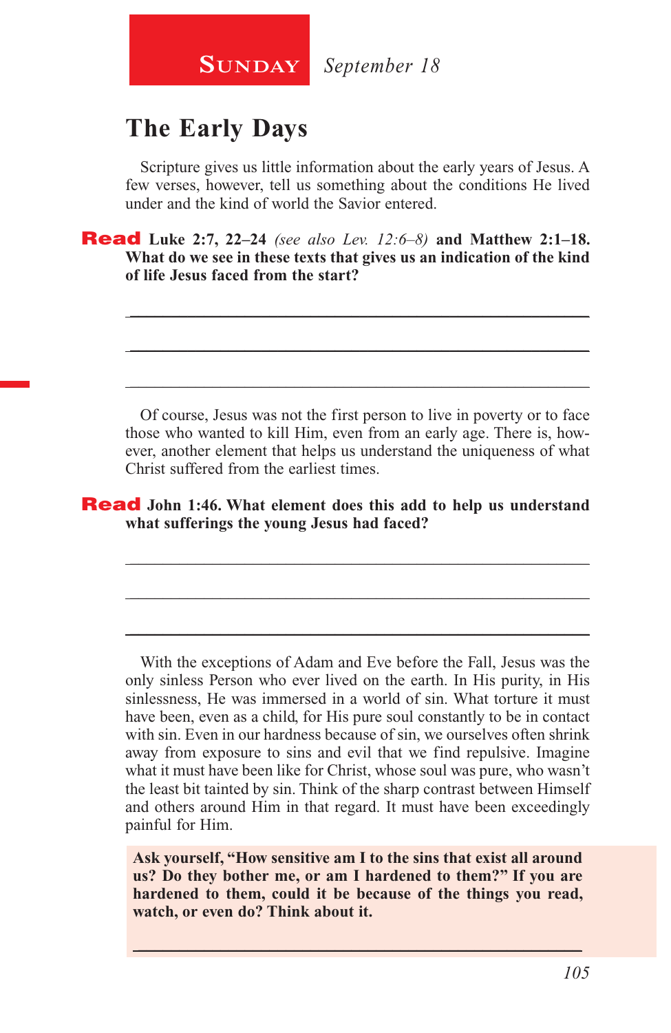**Sunday** *September 18*

## The Early Days

Scripture gives us little information about the early years of Jesus. A few verses, however, tell us something about the conditions He lived under and the kind of world the Savior entered.

**Read Luke 2:7, 22–24** *(see also Lev. 12:6–8)* **and Matthew 2:1–18. What do we see in these texts that gives us an indication of the kind of life Jesus faced from the start?**

\_\_\_\_\_\_\_\_\_\_\_\_\_\_\_\_\_\_\_\_\_\_\_\_\_\_\_\_\_\_\_\_\_\_\_\_\_\_\_\_\_\_\_\_\_\_\_\_\_\_\_\_\_\_\_\_

\_\_\_\_\_\_\_\_\_\_\_\_\_\_\_\_\_\_\_\_\_\_\_\_\_\_\_\_\_\_\_\_\_\_\_\_\_\_\_\_\_\_\_\_\_\_\_\_\_\_\_\_\_\_\_\_

\_\_\_\_\_\_\_\_\_\_\_\_\_\_\_\_\_\_\_\_\_\_\_\_\_\_\_\_\_\_\_\_\_\_\_\_\_\_\_\_\_\_\_\_\_\_\_\_\_\_\_\_\_\_\_\_

Of course, Jesus was not the first person to live in poverty or to face those who wanted to kill Him, even from an early age. There is, however, another element that helps us understand the uniqueness of what Christ suffered from the earliest times.

**Read John 1:46. What element does this add to help us understand what sufferings the young Jesus had faced?**

\_\_\_\_\_\_\_\_\_\_\_\_\_\_\_\_\_\_\_\_\_\_\_\_\_\_\_\_\_\_\_\_\_\_\_\_\_\_\_\_\_\_\_\_\_\_\_\_\_\_\_\_\_\_\_\_

\_\_\_\_\_\_\_\_\_\_\_\_\_\_\_\_\_\_\_\_\_\_\_\_\_\_\_\_\_\_\_\_\_\_\_\_\_\_\_\_\_\_\_\_\_\_\_\_\_\_\_\_\_\_\_\_

\_\_\_\_\_\_\_\_\_\_\_\_\_\_\_\_\_\_\_\_\_\_\_\_\_\_\_\_\_\_\_\_\_\_\_\_\_\_\_\_\_\_\_\_\_\_\_\_\_\_\_\_\_\_\_\_

With the exceptions of Adam and Eve before the Fall, Jesus was the only sinless Person who ever lived on the earth. In His purity, in His sinlessness, He was immersed in a world of sin. What torture it must have been, even as a child, for His pure soul constantly to be in contact with sin. Even in our hardness because of sin, we ourselves often shrink away from exposure to sins and evil that we find repulsive. Imagine what it must have been like for Christ, whose soul was pure, who wasn't the least bit tainted by sin. Think of the sharp contrast between Himself and others around Him in that regard. It must have been exceedingly painful for Him.

**Ask yourself, "How sensitive am I to the sins that exist all around us? Do they bother me, or am I hardened to them?" If you are hardened to them, could it be because of the things you read, watch, or even do? Think about it.**

\_\_\_\_\_\_\_\_\_\_\_\_\_\_\_\_\_\_\_\_\_\_\_\_\_\_\_\_\_\_\_\_\_\_\_\_\_\_\_\_\_\_\_\_\_\_\_\_\_\_\_\_\_\_\_\_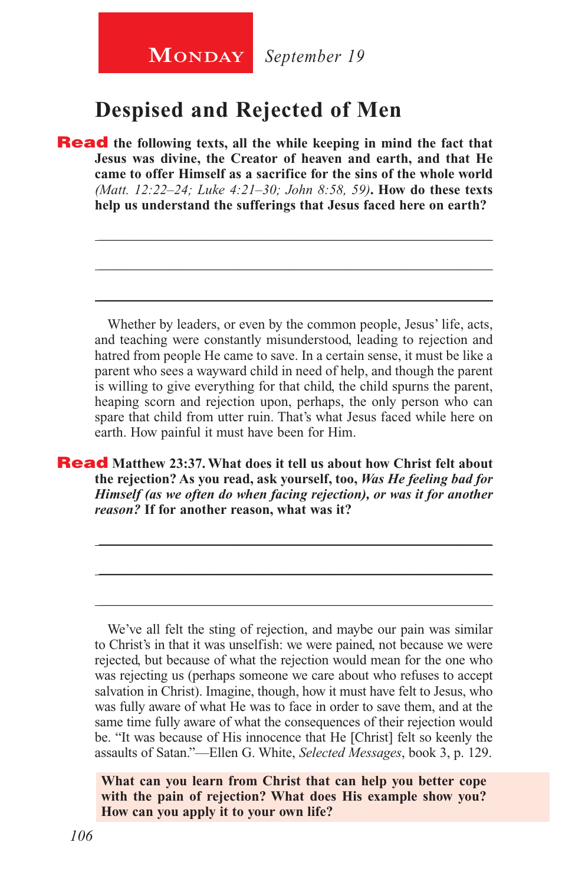**Monday** *September 19*

# Despised and Rejected of Men

**Read the following texts, all the while keeping in mind the fact that Jesus was divine, the Creator of heaven and earth, and that He came to offer Himself as a sacrifice for the sins of the whole world** *(Matt. 12:22–24; Luke 4:21–30; John 8:58, 59)*. **How do these texts help us understand the sufferings that Jesus faced here on earth?**

_______________________________________________

_______________________________________________

_______________________________________________

Whether by leaders, or even by the common people, Jesus' life, acts, and teaching were constantly misunderstood, leading to rejection and hatred from people He came to save. In a certain sense, it must be like a parent who sees a wayward child in need of help, and though the parent is willing to give everything for that child, the child spurns the parent, heaping scorn and rejection upon, perhaps, the only person who can spare that child from utter ruin. That's what Jesus faced while here on earth. How painful it must have been for Him.

**Read Matthew 23:37. What does it tell us about how Christ felt about the rejection? As you read, ask yourself, too,** ***Was He feeling bad for Himself (as we often do when facing rejection), or was it for another reason?*** **If for another reason, what was it?**

_______________________________________________

_______________________________________________

_______________________________________________

We've all felt the sting of rejection, and maybe our pain was similar to Christ's in that it was unselfish: we were pained, not because we were rejected, but because of what the rejection would mean for the one who was rejecting us (perhaps someone we care about who refuses to accept salvation in Christ). Imagine, though, how it must have felt to Jesus, who was fully aware of what He was to face in order to save them, and at the same time fully aware of what the consequences of their rejection would be. "It was because of His innocence that He [Christ] felt so keenly the assaults of Satan."—Ellen G. White, *Selected Messages*, book 3, p. 129.

**What can you learn from Christ that can help you better cope with the pain of rejection? What does His example show you? How can you apply it to your own life?**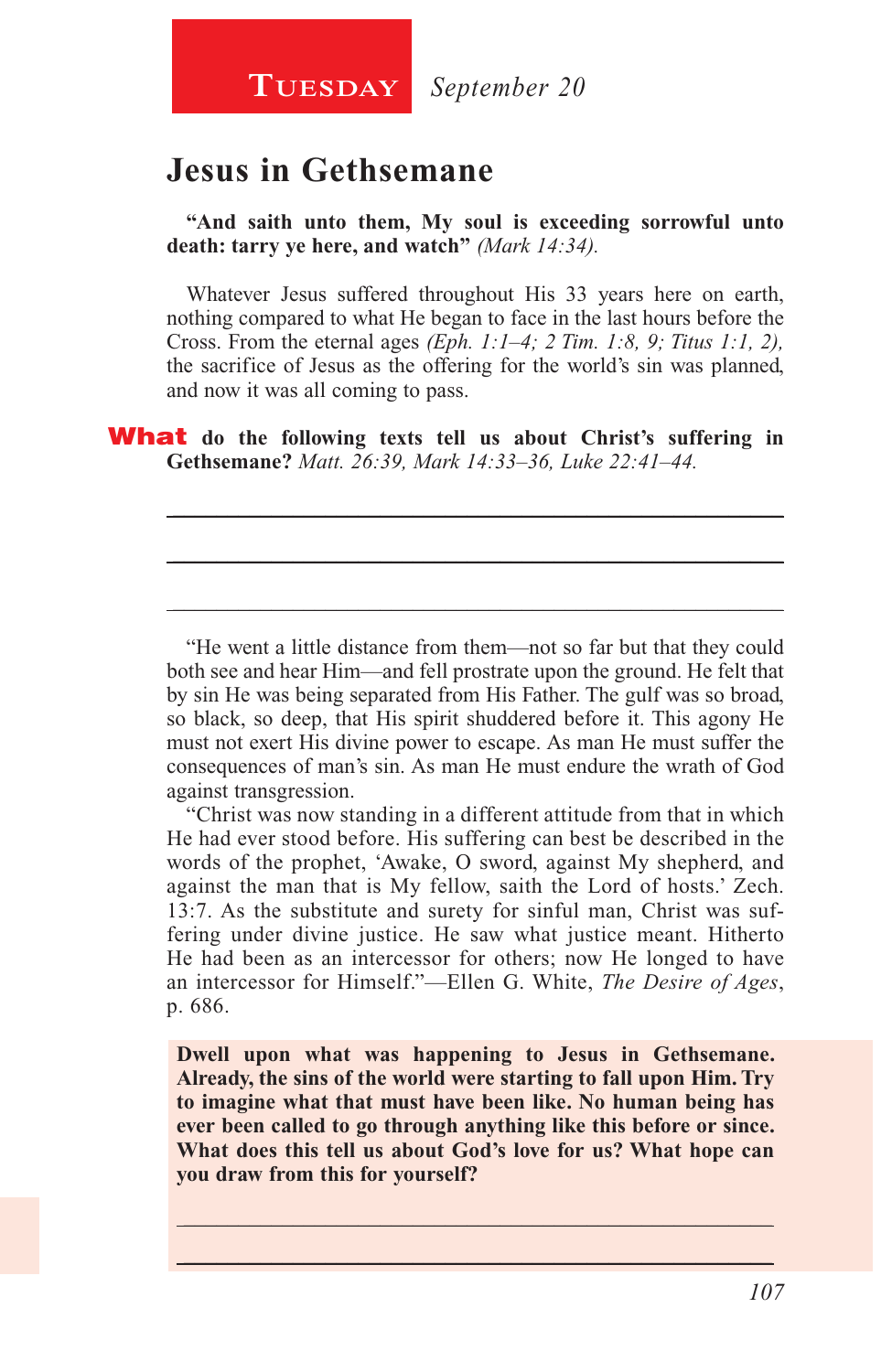**Tuesday** *September 20*

## Jesus in Gethsemane

**"And saith unto them, My soul is exceeding sorrowful unto death: tarry ye here, and watch"** *(Mark 14:34).*

Whatever Jesus suffered throughout His 33 years here on earth, nothing compared to what He began to face in the last hours before the Cross. From the eternal ages *(Eph. 1:1–4; 2 Tim. 1:8, 9; Titus 1:1, 2),* the sacrifice of Jesus as the offering for the world's sin was planned, and now it was all coming to pass.

**What do the following texts tell us about Christ's suffering in Gethsemane?** *Matt. 26:39, Mark 14:33–36, Luke 22:41–44.*

___

___

___

"He went a little distance from them—not so far but that they could both see and hear Him—and fell prostrate upon the ground. He felt that by sin He was being separated from His Father. The gulf was so broad, so black, so deep, that His spirit shuddered before it. This agony He must not exert His divine power to escape. As man He must suffer the consequences of man's sin. As man He must endure the wrath of God against transgression.

"Christ was now standing in a different attitude from that in which He had ever stood before. His suffering can best be described in the words of the prophet, 'Awake, O sword, against My shepherd, and against the man that is My fellow, saith the Lord of hosts.' Zech. 13:7. As the substitute and surety for sinful man, Christ was suffering under divine justice. He saw what justice meant. Hitherto He had been as an intercessor for others; now He longed to have an intercessor for Himself."—Ellen G. White, *The Desire of Ages*, p. 686.

**Dwell upon what was happening to Jesus in Gethsemane. Already, the sins of the world were starting to fall upon Him. Try to imagine what that must have been like. No human being has ever been called to go through anything like this before or since. What does this tell us about God's love for us? What hope can you draw from this for yourself?**

___

___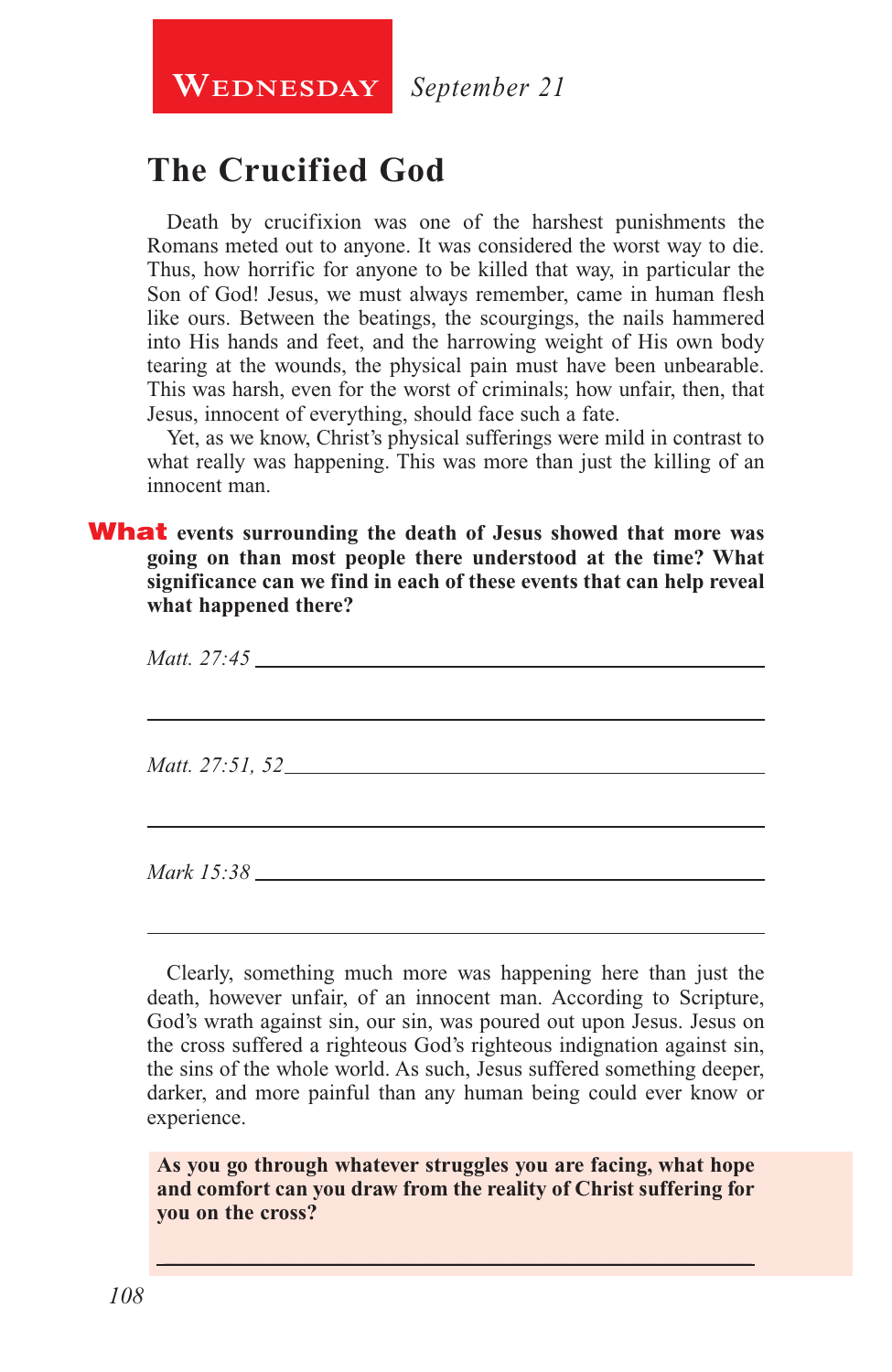**Wednesday** *September 21*

## The Crucified God

Death by crucifixion was one of the harshest punishments the Romans meted out to anyone. It was considered the worst way to die. Thus, how horrific for anyone to be killed that way, in particular the Son of God! Jesus, we must always remember, came in human flesh like ours. Between the beatings, the scourgings, the nails hammered into His hands and feet, and the harrowing weight of His own body tearing at the wounds, the physical pain must have been unbearable. This was harsh, even for the worst of criminals; how unfair, then, that Jesus, innocent of everything, should face such a fate.

Yet, as we know, Christ's physical sufferings were mild in contrast to what really was happening. This was more than just the killing of an innocent man.

**What events surrounding the death of Jesus showed that more was going on than most people there understood at the time? What significance can we find in each of these events that can help reveal what happened there?**

*Matt. 27:45* \_\_\_\_\_\_\_\_\_\_\_\_\_\_\_\_\_\_\_\_\_\_\_\_\_\_\_\_\_\_\_\_\_\_\_\_\_\_\_\_

\_\_\_\_\_\_\_\_\_\_\_\_\_\_\_\_\_\_\_\_\_\_\_\_\_\_\_\_\_\_\_\_\_\_\_\_\_\_\_\_\_\_\_\_\_\_\_\_\_\_

*Matt. 27:51, 52* \_\_\_\_\_\_\_\_\_\_\_\_\_\_\_\_\_\_\_\_\_\_\_\_\_\_\_\_\_\_\_\_\_\_\_\_\_\_

\_\_\_\_\_\_\_\_\_\_\_\_\_\_\_\_\_\_\_\_\_\_\_\_\_\_\_\_\_\_\_\_\_\_\_\_\_\_\_\_\_\_\_\_\_\_\_\_\_\_

*Mark 15:38* \_\_\_\_\_\_\_\_\_\_\_\_\_\_\_\_\_\_\_\_\_\_\_\_\_\_\_\_\_\_\_\_\_\_\_\_\_\_\_\_\_

\_\_\_\_\_\_\_\_\_\_\_\_\_\_\_\_\_\_\_\_\_\_\_\_\_\_\_\_\_\_\_\_\_\_\_\_\_\_\_\_\_\_\_\_\_\_\_\_\_\_

Clearly, something much more was happening here than just the death, however unfair, of an innocent man. According to Scripture, God's wrath against sin, our sin, was poured out upon Jesus. Jesus on the cross suffered a righteous God's righteous indignation against sin, the sins of the whole world. As such, Jesus suffered something deeper, darker, and more painful than any human being could ever know or experience.

**As you go through whatever struggles you are facing, what hope and comfort can you draw from the reality of Christ suffering for you on the cross?**

\_\_\_\_\_\_\_\_\_\_\_\_\_\_\_\_\_\_\_\_\_\_\_\_\_\_\_\_\_\_\_\_\_\_\_\_\_\_\_\_\_\_\_\_\_\_\_\_\_\_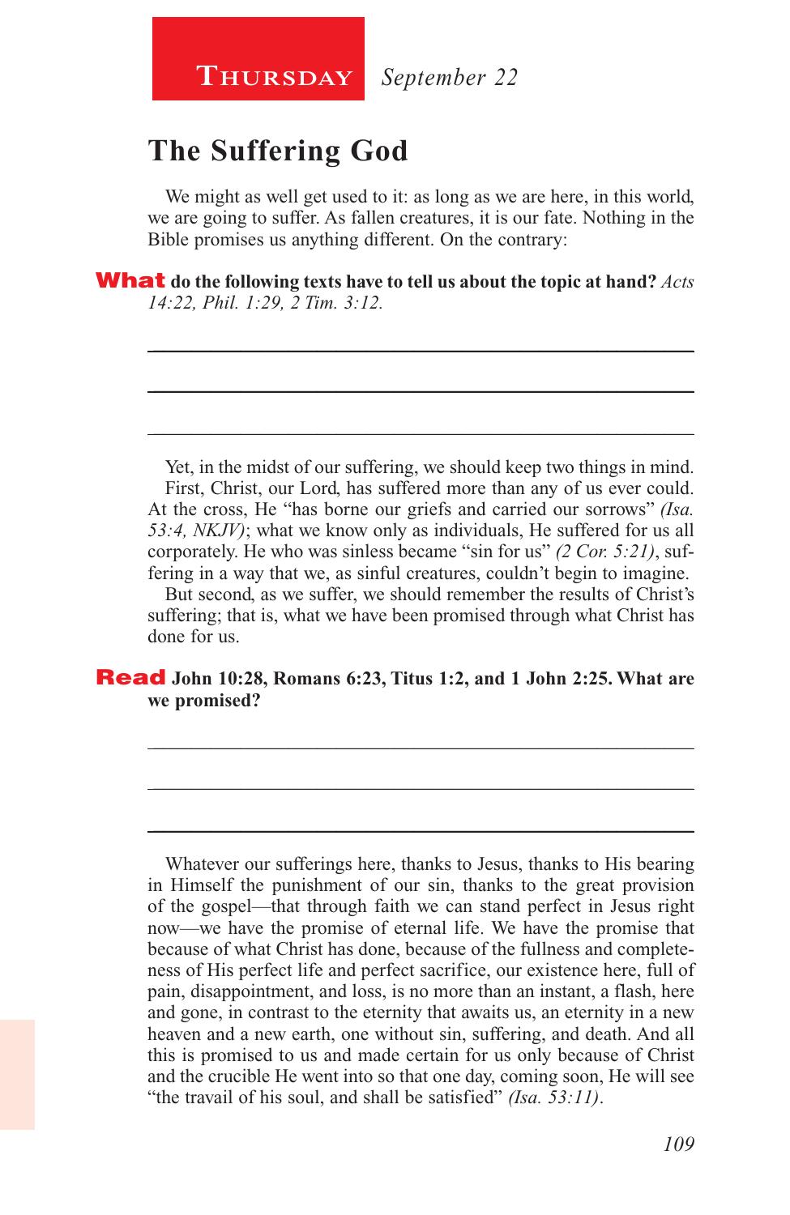**Thursday** *September 22*

## The Suffering God

We might as well get used to it: as long as we are here, in this world, we are going to suffer. As fallen creatures, it is our fate. Nothing in the Bible promises us anything different. On the contrary:

**What do the following texts have to tell us about the topic at hand?** *Acts 14:22, Phil. 1:29, 2 Tim. 3:12.*

Yet, in the midst of our suffering, we should keep two things in mind.

First, Christ, our Lord, has suffered more than any of us ever could. At the cross, He "has borne our griefs and carried our sorrows" *(Isa. 53:4, NKJV)*; what we know only as individuals, He suffered for us all corporately. He who was sinless became "sin for us" *(2 Cor. 5:21)*, suffering in a way that we, as sinful creatures, couldn't begin to imagine.

But second, as we suffer, we should remember the results of Christ's suffering; that is, what we have been promised through what Christ has done for us.

**Read John 10:28, Romans 6:23, Titus 1:2, and 1 John 2:25. What are we promised?**

Whatever our sufferings here, thanks to Jesus, thanks to His bearing in Himself the punishment of our sin, thanks to the great provision of the gospel—that through faith we can stand perfect in Jesus right now—we have the promise of eternal life. We have the promise that because of what Christ has done, because of the fullness and completeness of His perfect life and perfect sacrifice, our existence here, full of pain, disappointment, and loss, is no more than an instant, a flash, here and gone, in contrast to the eternity that awaits us, an eternity in a new heaven and a new earth, one without sin, suffering, and death. And all this is promised to us and made certain for us only because of Christ and the crucible He went into so that one day, coming soon, He will see "the travail of his soul, and shall be satisfied" *(Isa. 53:11)*.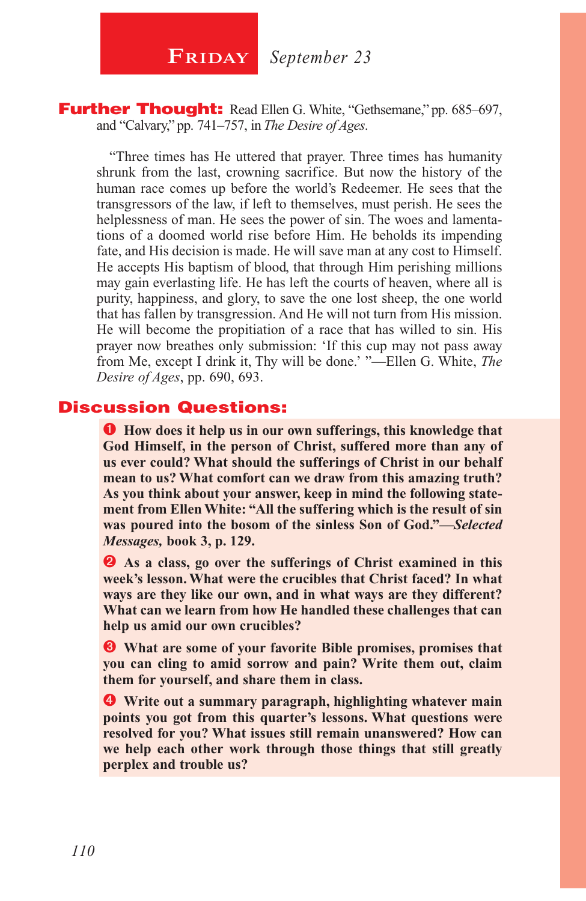# **Friday** *September 23*

**Further Thought:** Read Ellen G. White, "Gethsemane," pp. 685–697, and "Calvary," pp. 741–757, in *The Desire of Ages*.

"Three times has He uttered that prayer. Three times has humanity shrunk from the last, crowning sacrifice. But now the history of the human race comes up before the world's Redeemer. He sees that the transgressors of the law, if left to themselves, must perish. He sees the helplessness of man. He sees the power of sin. The woes and lamentations of a doomed world rise before Him. He beholds its impending fate, and His decision is made. He will save man at any cost to Himself. He accepts His baptism of blood, that through Him perishing millions may gain everlasting life. He has left the courts of heaven, where all is purity, happiness, and glory, to save the one lost sheep, the one world that has fallen by transgression. And He will not turn from His mission. He will become the propitiation of a race that has willed to sin. His prayer now breathes only submission: 'If this cup may not pass away from Me, except I drink it, Thy will be done.' "—Ellen G. White, *The Desire of Ages*, pp. 690, 693.

## Discussion Questions:

❶ **How does it help us in our own sufferings, this knowledge that God Himself, in the person of Christ, suffered more than any of us ever could? What should the sufferings of Christ in our behalf mean to us? What comfort can we draw from this amazing truth? As you think about your answer, keep in mind the following statement from Ellen White: "All the suffering which is the result of sin was poured into the bosom of the sinless Son of God."—*Selected Messages,* book 3, p. 129.**

❷ **As a class, go over the sufferings of Christ examined in this week's lesson. What were the crucibles that Christ faced? In what ways are they like our own, and in what ways are they different? What can we learn from how He handled these challenges that can help us amid our own crucibles?**

❸ **What are some of your favorite Bible promises, promises that you can cling to amid sorrow and pain? Write them out, claim them for yourself, and share them in class.**

❹ **Write out a summary paragraph, highlighting whatever main points you got from this quarter's lessons. What questions were resolved for you? What issues still remain unanswered? How can we help each other work through those things that still greatly perplex and trouble us?**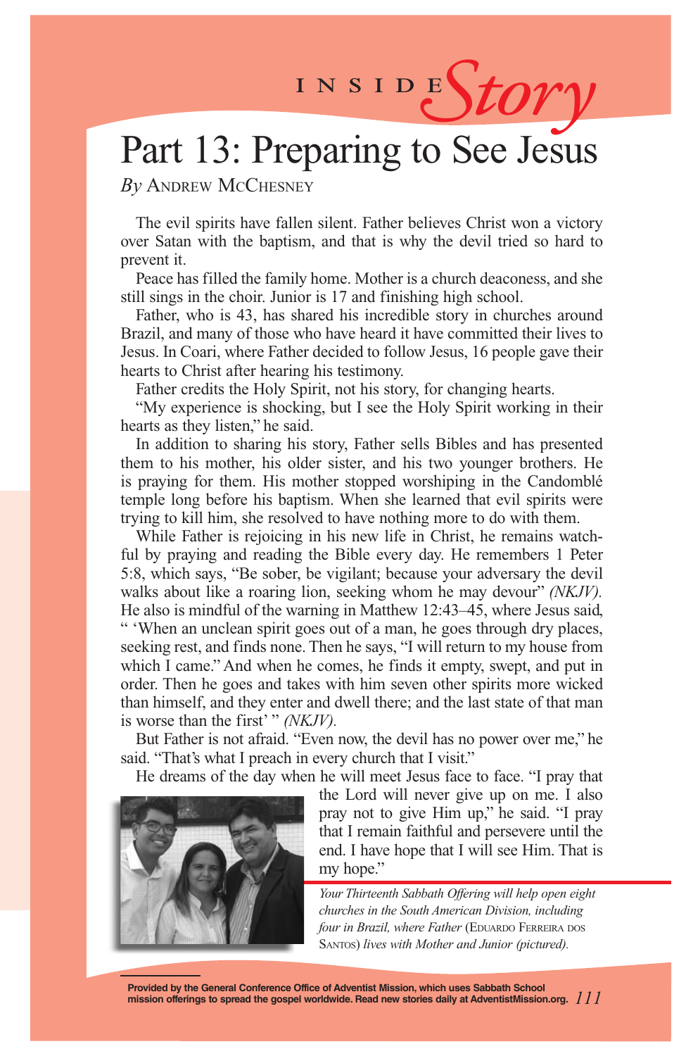INSIDE *Story*

# Part 13: Preparing to See Jesus

*By* Andrew McChesney

The evil spirits have fallen silent. Father believes Christ won a victory over Satan with the baptism, and that is why the devil tried so hard to prevent it.

Peace has filled the family home. Mother is a church deaconess, and she still sings in the choir. Junior is 17 and finishing high school.

Father, who is 43, has shared his incredible story in churches around Brazil, and many of those who have heard it have committed their lives to Jesus. In Coari, where Father decided to follow Jesus, 16 people gave their hearts to Christ after hearing his testimony.

Father credits the Holy Spirit, not his story, for changing hearts.

"My experience is shocking, but I see the Holy Spirit working in their hearts as they listen," he said.

In addition to sharing his story, Father sells Bibles and has presented them to his mother, his older sister, and his two younger brothers. He is praying for them. His mother stopped worshiping in the Candomblé temple long before his baptism. When she learned that evil spirits were trying to kill him, she resolved to have nothing more to do with them.

While Father is rejoicing in his new life in Christ, he remains watchful by praying and reading the Bible every day. He remembers 1 Peter 5:8, which says, "Be sober, be vigilant; because your adversary the devil walks about like a roaring lion, seeking whom he may devour" *(NKJV).* He also is mindful of the warning in Matthew 12:43–45, where Jesus said, " 'When an unclean spirit goes out of a man, he goes through dry places, seeking rest, and finds none. Then he says, "I will return to my house from which I came." And when he comes, he finds it empty, swept, and put in order. Then he goes and takes with him seven other spirits more wicked than himself, and they enter and dwell there; and the last state of that man is worse than the first' " *(NKJV).*

But Father is not afraid. "Even now, the devil has no power over me," he said. "That's what I preach in every church that I visit."

He dreams of the day when he will meet Jesus face to face. "I pray that the Lord will never give up on me. I also pray not to give Him up," he said. "I pray that I remain faithful and persevere until the end. I have hope that I will see Him. That is my hope."

*Your Thirteenth Sabbath Offering will help open eight churches in the South American Division, including four in Brazil, where Father* (Eduardo Ferreira dos Santos) *lives with Mother and Junior (pictured).*

**Provided by the General Conference Office of Adventist Mission, which uses Sabbath School mission offerings to spread the gospel worldwide. Read new stories daily at AdventistMission.org.**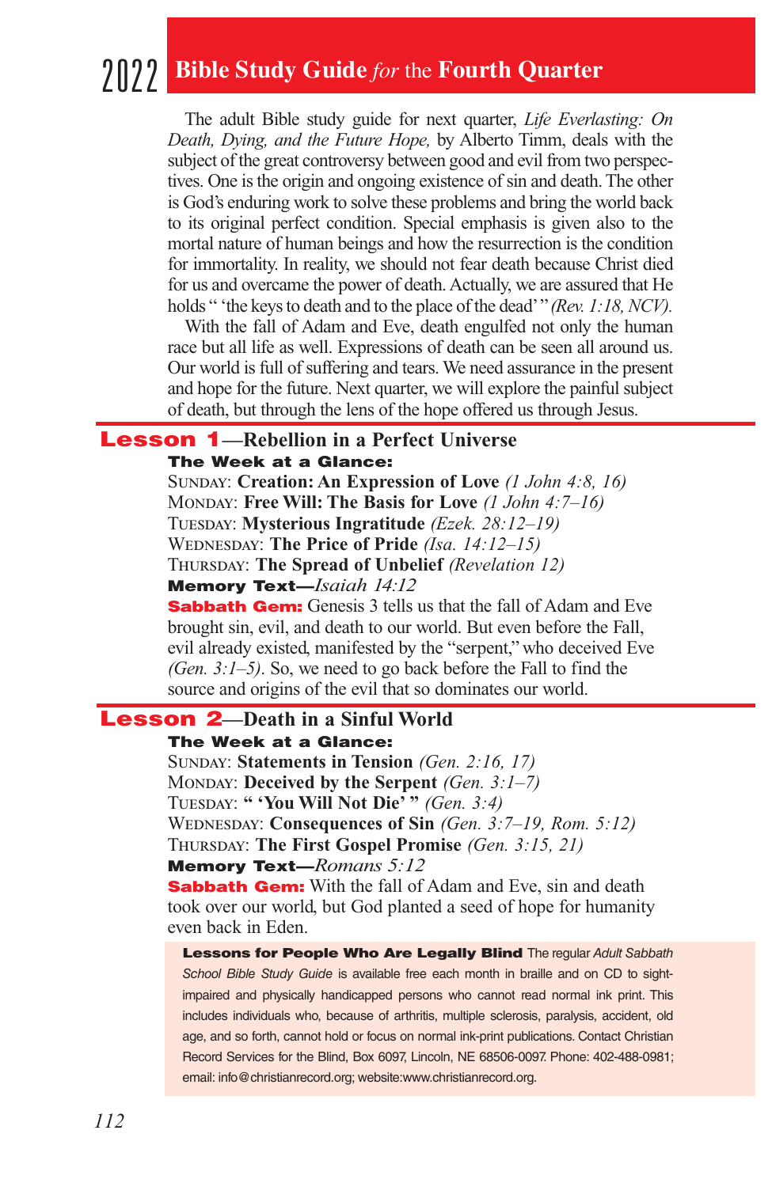# 2022 Bible Study Guide *for* the Fourth Quarter

The adult Bible study guide for next quarter, *Life Everlasting: On Death, Dying, and the Future Hope,* by Alberto Timm, deals with the subject of the great controversy between good and evil from two perspectives. One is the origin and ongoing existence of sin and death. The other is God's enduring work to solve these problems and bring the world back to its original perfect condition. Special emphasis is given also to the mortal nature of human beings and how the resurrection is the condition for immortality. In reality, we should not fear death because Christ died for us and overcame the power of death. Actually, we are assured that He holds " 'the keys to death and to the place of the dead' " *(Rev. 1:18, NCV).*

With the fall of Adam and Eve, death engulfed not only the human race but all life as well. Expressions of death can be seen all around us. Our world is full of suffering and tears. We need assurance in the present and hope for the future. Next quarter, we will explore the painful subject of death, but through the lens of the hope offered us through Jesus.

## Lesson 1—Rebellion in a Perfect Universe

**The Week at a Glance:**

Sunday: **Creation: An Expression of Love** *(1 John 4:8, 16)*
Monday: **Free Will: The Basis for Love** *(1 John 4:7–16)*
Tuesday: **Mysterious Ingratitude** *(Ezek. 28:12–19)*
Wednesday: **The Price of Pride** *(Isa. 14:12–15)*
Thursday: **The Spread of Unbelief** *(Revelation 12)*
**Memory Text—***Isaiah 14:12*

**Sabbath Gem:** Genesis 3 tells us that the fall of Adam and Eve brought sin, evil, and death to our world. But even before the Fall, evil already existed, manifested by the "serpent," who deceived Eve *(Gen. 3:1–5)*. So, we need to go back before the Fall to find the source and origins of the evil that so dominates our world.

## Lesson 2—Death in a Sinful World

**The Week at a Glance:**

Sunday: **Statements in Tension** *(Gen. 2:16, 17)*
Monday: **Deceived by the Serpent** *(Gen. 3:1–7)*
Tuesday: **" 'You Will Not Die' "** *(Gen. 3:4)*
Wednesday: **Consequences of Sin** *(Gen. 3:7–19, Rom. 5:12)*
Thursday: **The First Gospel Promise** *(Gen. 3:15, 21)*
**Memory Text—***Romans 5:12*

**Sabbath Gem:** With the fall of Adam and Eve, sin and death took over our world, but God planted a seed of hope for humanity even back in Eden.

**Lessons for People Who Are Legally Blind** The regular *Adult Sabbath School Bible Study Guide* is available free each month in braille and on CD to sight-impaired and physically handicapped persons who cannot read normal ink print. This includes individuals who, because of arthritis, multiple sclerosis, paralysis, accident, old age, and so forth, cannot hold or focus on normal ink-print publications. Contact Christian Record Services for the Blind, Box 6097, Lincoln, NE 68506-0097. Phone: 402-488-0981; email: info@christianrecord.org; website:www.christianrecord.org.